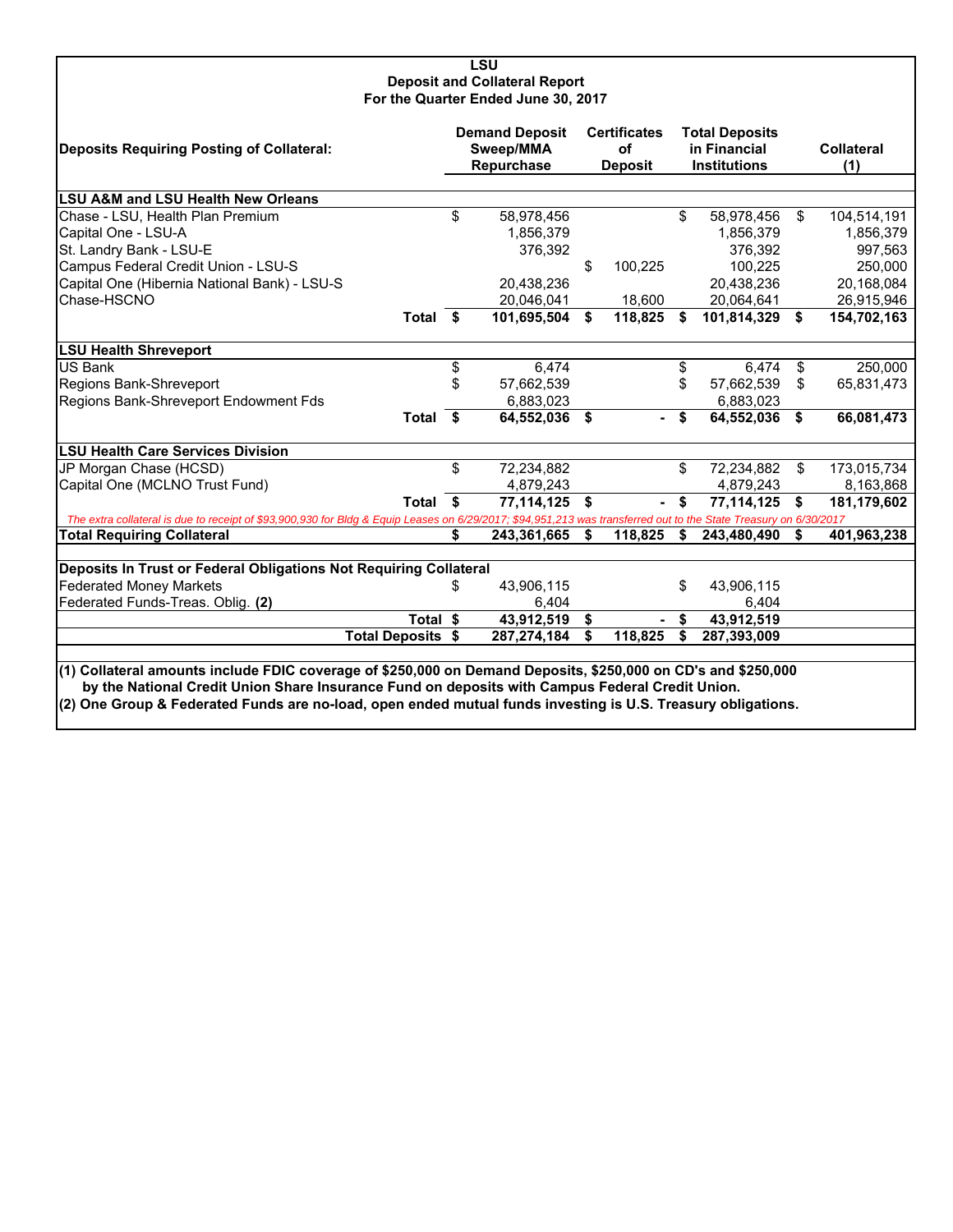**LSU**
**Deposit and Collateral Report**
**For the Quarter Ended June 30, 2017**

| Deposits Requiring Posting of Collateral: | Demand Deposit Sweep/MMA Repurchase | Certificates of Deposit | Total Deposits in Financial Institutions | Collateral (1) |
|---|---|---|---|---|
| **LSU A&M and LSU Health New Orleans** | | | | |
| Chase - LSU, Health Plan Premium | $ 58,978,456 | | $ 58,978,456 | $ 104,514,191 |
| Capital One - LSU-A | 1,856,379 | | 1,856,379 | 1,856,379 |
| St. Landry Bank - LSU-E | 376,392 | | 376,392 | 997,563 |
| Campus Federal Credit Union - LSU-S | | $ 100,225 | 100,225 | 250,000 |
| Capital One (Hibernia National Bank) - LSU-S | 20,438,236 | | 20,438,236 | 20,168,084 |
| Chase-HSCNO | 20,046,041 | 18,600 | 20,064,641 | 26,915,946 |
| **Total** | **$ 101,695,504** | **$ 118,825** | **$ 101,814,329** | **$ 154,702,163** |
| **LSU Health Shreveport** | | | | |
| US Bank | $ 6,474 | | $ 6,474 | $ 250,000 |
| Regions Bank-Shreveport | $ 57,662,539 | | $ 57,662,539 | $ 65,831,473 |
| Regions Bank-Shreveport Endowment Fds | 6,883,023 | | 6,883,023 | |
| **Total** | **$ 64,552,036** | **$ -** | **$ 64,552,036** | **$ 66,081,473** |
| **LSU Health Care Services Division** | | | | |
| JP Morgan Chase (HCSD) | $ 72,234,882 | | $ 72,234,882 | $ 173,015,734 |
| Capital One (MCLNO Trust Fund) | 4,879,243 | | 4,879,243 | 8,163,868 |
| **Total** | **$ 77,114,125** | **$ -** | **$ 77,114,125** | **$ 181,179,602** |
| *The extra collateral is due to receipt of $93,900,930 for Bldg & Equip Leases on 6/29/2017; $94,951,213 was transferred out to the State Treasury on 6/30/2017* | | | | |
| **Total Requiring Collateral** | **$ 243,361,665** | **$ 118,825** | **$ 243,480,490** | **$ 401,963,238** |
| **Deposits In Trust or Federal Obligations Not Requiring Collateral** | | | | |
| Federated Money Markets | $ 43,906,115 | | $ 43,906,115 | |
| Federated Funds-Treas. Oblig. **(2)** | 6,404 | | 6,404 | |
| **Total** | **$ 43,912,519** | **$ -** | **$ 43,912,519** | |
| **Total Deposits** | **$ 287,274,184** | **$ 118,825** | **$ 287,393,009** | |

**(1) Collateral amounts include FDIC coverage of $250,000 on Demand Deposits, $250,000 on CD's and $250,000 by the National Credit Union Share Insurance Fund on deposits with Campus Federal Credit Union.**

**(2) One Group & Federated Funds are no-load, open ended mutual funds investing is U.S. Treasury obligations.**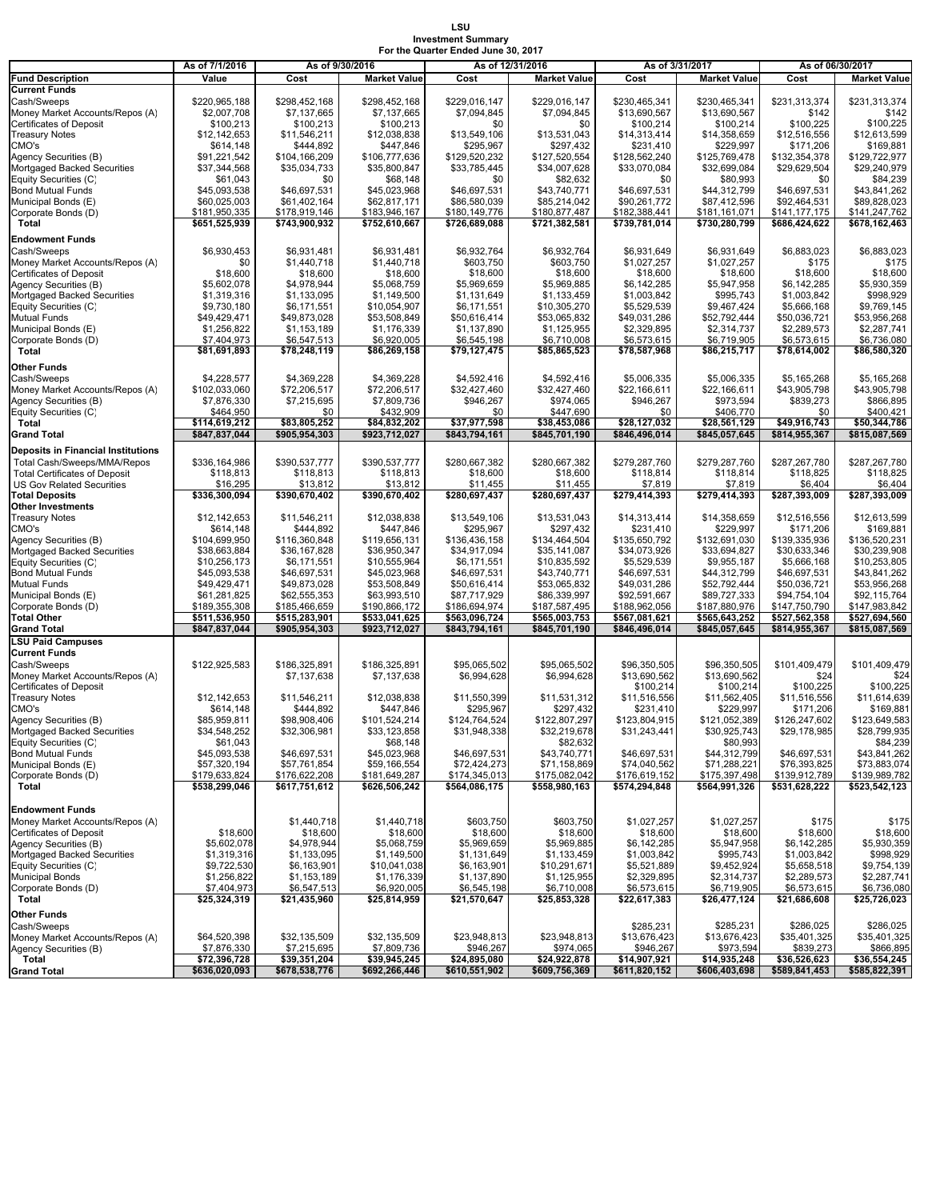# LSU
## Investment Summary
### For the Quarter Ended June 30, 2017

| | As of 7/1/2016 | As of 9/30/2016 | | As of 12/31/2016 | | As of 3/31/2017 | | As of 06/30/2017 | |
|---|---|---|---|---|---|---|---|---|---|
| **Fund Description** | **Value** | **Cost** | **Market Value** | **Cost** | **Market Value** | **Cost** | **Market Value** | **Cost** | **Market Value** |
| **Current Funds** | | | | | | | | | |
| Cash/Sweeps | $220,965,188 | $298,452,168 | $298,452,168 | $229,016,147 | $229,016,147 | $230,465,341 | $230,465,341 | $231,313,374 | $231,313,374 |
| Money Market Accounts/Repos (A) | $2,007,708 | $7,137,665 | $7,137,665 | $7,094,845 | $7,094,845 | $13,690,567 | $13,690,567 | $142 | $142 |
| Certificates of Deposit | $100,213 | $100,213 | $100,213 | $0 | $0 | $100,214 | $100,214 | $100,225 | $100,225 |
| Treasury Notes | $12,142,653 | $11,546,211 | $12,038,838 | $13,549,106 | $13,531,043 | $14,313,414 | $14,358,659 | $12,516,556 | $12,613,599 |
| CMO's | $614,148 | $444,892 | $447,846 | $295,967 | $297,432 | $231,410 | $229,997 | $171,206 | $169,881 |
| Agency Securities (B) | $91,221,542 | $104,166,209 | $106,777,636 | $129,520,232 | $127,520,554 | $128,562,240 | $125,769,478 | $132,354,378 | $129,722,977 |
| Mortgaged Backed Securities | $37,344,568 | $35,034,733 | $35,800,847 | $33,785,445 | $34,007,628 | $33,070,084 | $32,699,084 | $29,629,504 | $29,240,979 |
| Equity Securities (C) | $61,043 | $0 | $68,148 | $0 | $82,632 | $0 | $80,993 | $0 | $84,239 |
| Bond Mutual Funds | $45,093,538 | $46,697,531 | $45,023,968 | $46,697,531 | $43,740,771 | $46,697,531 | $44,312,799 | $46,697,531 | $43,841,262 |
| Municipal Bonds (E) | $60,025,003 | $61,402,164 | $62,817,171 | $86,580,039 | $85,214,042 | $90,261,772 | $87,412,596 | $92,464,531 | $89,828,023 |
| Corporate Bonds (D) | $181,950,335 | $178,919,146 | $183,946,167 | $180,149,776 | $180,877,487 | $182,388,441 | $181,161,071 | $141,177,175 | $141,247,762 |
| **Total** | **$651,525,939** | **$743,900,932** | **$752,610,667** | **$726,689,088** | **$721,382,581** | **$739,781,014** | **$730,280,799** | **$686,424,622** | **$678,162,463** |
| **Endowment Funds** | | | | | | | | | |
| Cash/Sweeps | $6,930,453 | $6,931,481 | $6,931,481 | $6,932,764 | $6,932,764 | $6,931,649 | $6,931,649 | $6,883,023 | $6,883,023 |
| Money Market Accounts/Repos (A) | $0 | $1,440,718 | $1,440,718 | $603,750 | $603,750 | $1,027,257 | $1,027,257 | $175 | $175 |
| Certificates of Deposit | $18,600 | $18,600 | $18,600 | $18,600 | $18,600 | $18,600 | $18,600 | $18,600 | $18,600 |
| Agency Securities (B) | $5,602,078 | $4,978,944 | $5,068,759 | $5,969,659 | $5,969,885 | $6,142,285 | $5,947,958 | $6,142,285 | $5,930,359 |
| Mortgaged Backed Securities | $1,319,316 | $1,133,095 | $1,149,500 | $1,131,649 | $1,133,459 | $1,003,842 | $995,743 | $1,003,842 | $998,929 |
| Equity Securities (C) | $9,730,180 | $6,171,551 | $10,054,907 | $6,171,551 | $10,305,270 | $5,529,539 | $9,467,424 | $5,666,168 | $9,769,145 |
| Mutual Funds | $49,429,471 | $49,873,028 | $53,508,849 | $50,616,414 | $53,065,832 | $49,031,286 | $52,792,444 | $50,036,721 | $53,956,268 |
| Municipal Bonds (E) | $1,256,822 | $1,153,189 | $1,176,339 | $1,137,890 | $1,125,955 | $2,329,895 | $2,314,737 | $2,289,573 | $2,287,741 |
| Corporate Bonds (D) | $7,404,973 | $6,547,513 | $6,920,005 | $6,545,198 | $6,710,008 | $6,573,615 | $6,719,905 | $6,573,615 | $6,736,080 |
| **Total** | **$81,691,893** | **$78,248,119** | **$86,269,158** | **$79,127,475** | **$85,865,523** | **$78,587,968** | **$86,215,717** | **$78,614,002** | **$86,580,320** |
| **Other Funds** | | | | | | | | | |
| Cash/Sweeps | $4,228,577 | $4,369,228 | $4,369,228 | $4,592,416 | $4,592,416 | $5,006,335 | $5,006,335 | $5,165,268 | $5,165,268 |
| Money Market Accounts/Repos (A) | $102,033,060 | $72,206,517 | $72,206,517 | $32,427,460 | $32,427,460 | $22,166,611 | $22,166,611 | $43,905,798 | $43,905,798 |
| Agency Securities (B) | $7,876,330 | $7,215,695 | $7,809,736 | $946,267 | $974,065 | $946,267 | $973,594 | $839,273 | $866,895 |
| Equity Securities (C) | $464,950 | $0 | $432,909 | $0 | $447,690 | $0 | $406,770 | $0 | $400,421 |
| **Total** | **$114,619,212** | **$83,805,252** | **$84,832,202** | **$37,977,598** | **$38,453,086** | **$28,127,032** | **$28,561,129** | **$49,916,743** | **$50,344,786** |
| **Grand Total** | **$847,837,044** | **$905,954,303** | **$923,712,027** | **$843,794,161** | **$845,701,190** | **$846,496,014** | **$845,057,645** | **$814,955,367** | **$815,087,569** |
| **Deposits in Financial Institutions** | | | | | | | | | |
| Total Cash/Sweeps/MMA/Repos | $336,164,986 | $390,537,777 | $390,537,777 | $280,667,382 | $280,667,382 | $279,287,760 | $279,287,760 | $287,267,780 | $287,267,780 |
| Total Certificates of Deposit | $118,813 | $118,813 | $118,813 | $18,600 | $18,600 | $118,814 | $118,814 | $118,825 | $118,825 |
| US Gov Related Securities | $16,295 | $13,812 | $13,812 | $11,455 | $11,455 | $7,819 | $7,819 | $6,404 | $6,404 |
| **Total Deposits** | **$336,300,094** | **$390,670,402** | **$390,670,402** | **$280,697,437** | **$280,697,437** | **$279,414,393** | **$279,414,393** | **$287,393,009** | **$287,393,009** |
| **Other Investments** | | | | | | | | | |
| Treasury Notes | $12,142,653 | $11,546,211 | $12,038,838 | $13,549,106 | $13,531,043 | $14,313,414 | $14,358,659 | $12,516,556 | $12,613,599 |
| CMO's | $614,148 | $444,892 | $447,846 | $295,967 | $297,432 | $231,410 | $229,997 | $171,206 | $169,881 |
| Agency Securities (B) | $104,699,950 | $116,360,848 | $119,656,131 | $136,436,158 | $134,464,504 | $135,650,792 | $132,691,030 | $139,335,936 | $136,520,231 |
| Mortgaged Backed Securities | $38,663,884 | $36,167,828 | $36,950,347 | $34,917,094 | $35,141,087 | $34,073,926 | $33,694,827 | $30,633,346 | $30,239,908 |
| Equity Securities (C) | $10,256,173 | $6,171,551 | $10,555,964 | $6,171,551 | $10,835,592 | $5,529,539 | $9,955,187 | $5,666,168 | $10,253,805 |
| Bond Mutual Funds | $45,093,538 | $46,697,531 | $45,023,968 | $46,697,531 | $43,740,771 | $46,697,531 | $44,312,799 | $46,697,531 | $43,841,262 |
| Mutual Funds | $49,429,471 | $49,873,028 | $53,508,849 | $50,616,414 | $53,065,832 | $49,031,286 | $52,792,444 | $50,036,721 | $53,956,268 |
| Municipal Bonds (E) | $61,281,825 | $62,555,353 | $63,993,510 | $87,717,929 | $86,339,997 | $92,591,667 | $89,727,333 | $94,754,104 | $92,115,764 |
| Corporate Bonds (D) | $189,355,308 | $185,466,659 | $190,866,172 | $186,694,974 | $187,587,495 | $188,962,056 | $187,880,976 | $147,750,790 | $147,983,842 |
| **Total Other** | **$511,536,950** | **$515,283,901** | **$533,041,625** | **$563,096,724** | **$565,003,753** | **$567,081,621** | **$565,643,252** | **$527,562,358** | **$527,694,560** |
| **Grand Total** | **$847,837,044** | **$905,954,303** | **$923,712,027** | **$843,794,161** | **$845,701,190** | **$846,496,014** | **$845,057,645** | **$814,955,367** | **$815,087,569** |
| **LSU Paid Campuses** | | | | | | | | | |
| **Current Funds** | | | | | | | | | |
| Cash/Sweeps | $122,925,583 | $186,325,891 | $186,325,891 | $95,065,502 | $95,065,502 | $96,350,505 | $96,350,505 | $101,409,479 | $101,409,479 |
| Money Market Accounts/Repos (A) | | $7,137,638 | $7,137,638 | $6,994,628 | $6,994,628 | $13,690,562 | $13,690,562 | $24 | $24 |
| Certificates of Deposit | | | | | | $100,214 | $100,214 | $100,225 | $100,225 |
| Treasury Notes | $12,142,653 | $11,546,211 | $12,038,838 | $11,550,399 | $11,531,312 | $11,516,556 | $11,562,405 | $11,516,556 | $11,614,639 |
| CMO's | $614,148 | $444,892 | $447,846 | $295,967 | $297,432 | $231,410 | $229,997 | $171,206 | $169,881 |
| Agency Securities (B) | $85,959,811 | $98,908,406 | $101,524,214 | $124,764,524 | $122,807,297 | $123,804,915 | $121,052,389 | $126,247,602 | $123,649,583 |
| Mortgaged Backed Securities | $34,548,252 | $32,306,981 | $33,123,858 | $31,948,338 | $32,219,678 | $31,243,441 | $30,925,743 | $29,178,985 | $28,799,935 |
| Equity Securities (C) | $61,043 | | $68,148 | | $82,632 | | $80,993 | | $84,239 |
| Bond Mutual Funds | $45,093,538 | $46,697,531 | $45,023,968 | $46,697,531 | $43,740,771 | $46,697,531 | $44,312,799 | $46,697,531 | $43,841,262 |
| Municipal Bonds (E) | $57,320,194 | $57,761,854 | $59,166,554 | $72,424,273 | $71,158,869 | $74,040,562 | $71,288,221 | $76,393,825 | $73,883,074 |
| Corporate Bonds (D) | $179,633,824 | $176,622,208 | $181,649,287 | $174,345,013 | $175,082,042 | $176,619,152 | $175,397,498 | $139,912,789 | $139,989,782 |
| **Total** | **$538,299,046** | **$617,751,612** | **$626,506,242** | **$564,086,175** | **$558,980,163** | **$574,294,848** | **$564,991,326** | **$531,628,222** | **$523,542,123** |
| **Endowment Funds** | | | | | | | | | |
| Money Market Accounts/Repos (A) | | $1,440,718 | $1,440,718 | $603,750 | $603,750 | $1,027,257 | $1,027,257 | $175 | $175 |
| Certificates of Deposit | $18,600 | $18,600 | $18,600 | $18,600 | $18,600 | $18,600 | $18,600 | $18,600 | $18,600 |
| Agency Securities (B) | $5,602,078 | $4,978,944 | $5,068,759 | $5,969,659 | $5,969,885 | $6,142,285 | $5,947,958 | $6,142,285 | $5,930,359 |
| Mortgaged Backed Securities | $1,319,316 | $1,133,095 | $1,149,500 | $1,131,649 | $1,133,459 | $1,003,842 | $995,743 | $1,003,842 | $998,929 |
| Equity Securities (C) | $9,722,530 | $6,163,901 | $10,041,038 | $6,163,901 | $10,291,671 | $5,521,889 | $9,452,924 | $5,658,518 | $9,754,139 |
| Municipal Bonds | $1,256,822 | $1,153,189 | $1,176,339 | $1,137,890 | $1,125,955 | $2,329,895 | $2,314,737 | $2,289,573 | $2,287,741 |
| Corporate Bonds (D) | $7,404,973 | $6,547,513 | $6,920,005 | $6,545,198 | $6,710,008 | $6,573,615 | $6,719,905 | $6,573,615 | $6,736,080 |
| **Total** | **$25,324,319** | **$21,435,960** | **$25,814,959** | **$21,570,647** | **$25,853,328** | **$22,617,383** | **$26,477,124** | **$21,686,608** | **$25,726,023** |
| **Other Funds** | | | | | | | | | |
| Cash/Sweeps | | | | | | $285,231 | $285,231 | $286,025 | $286,025 |
| Money Market Accounts/Repos (A) | $64,520,398 | $32,135,509 | $32,135,509 | $23,948,813 | $23,948,813 | $13,676,423 | $13,676,423 | $35,401,325 | $35,401,325 |
| Agency Securities (B) | $7,876,330 | $7,215,695 | $7,809,736 | $946,267 | $974,065 | $946,267 | $973,594 | $839,273 | $866,895 |
| **Total** | **$72,396,728** | **$39,351,204** | **$39,945,245** | **$24,895,080** | **$24,922,878** | **$14,907,921** | **$14,935,248** | **$36,526,623** | **$36,554,245** |
| **Grand Total** | **$636,020,093** | **$678,538,776** | **$692,266,446** | **$610,551,902** | **$609,756,369** | **$611,820,152** | **$606,403,698** | **$589,841,453** | **$585,822,391** |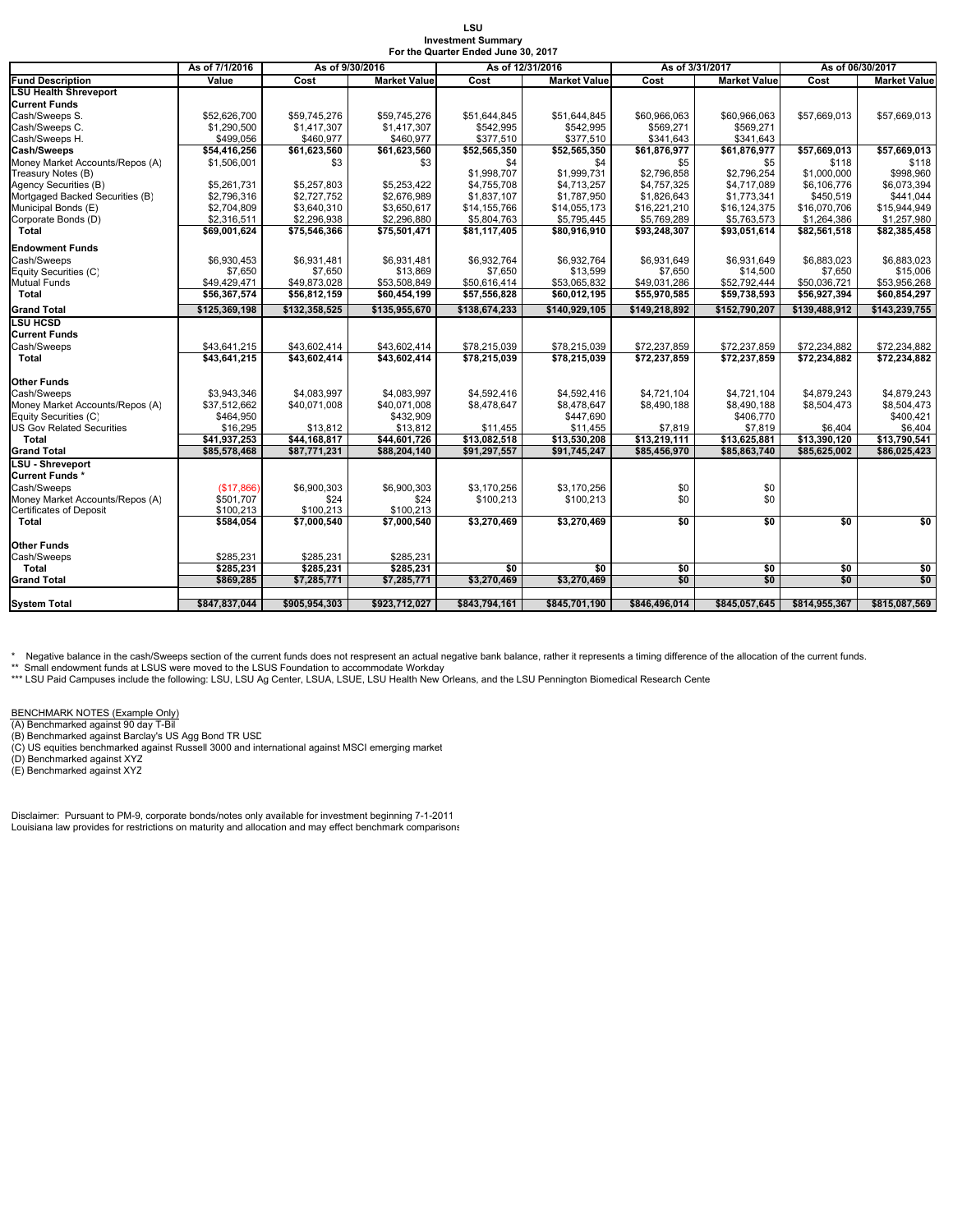**LSU**
**Investment Summary**
**For the Quarter Ended June 30, 2017**

| | As of 7/1/2016 | As of 9/30/2016 | | As of 12/31/2016 | | As of 3/31/2017 | | As of 06/30/2017 | |
|---|---|---|---|---|---|---|---|---|---|
| **Fund Description** | **Value** | **Cost** | **Market Value** | **Cost** | **Market Value** | **Cost** | **Market Value** | **Cost** | **Market Value** |
| **LSU Health Shreveport** | | | | | | | | | |
| **Current Funds** | | | | | | | | | |
| Cash/Sweeps S. | $52,626,700 | $59,745,276 | $59,745,276 | $51,644,845 | $51,644,845 | $60,966,063 | $60,966,063 | $57,669,013 | $57,669,013 |
| Cash/Sweeps C. | $1,290,500 | $1,417,307 | $1,417,307 | $542,995 | $542,995 | $569,271 | $569,271 | | |
| Cash/Sweeps H. | $499,056 | $460,977 | $460,977 | $377,510 | $377,510 | $341,643 | $341,643 | | |
| **Cash/Sweeps** | **$54,416,256** | **$61,623,560** | **$61,623,560** | **$52,565,350** | **$52,565,350** | **$61,876,977** | **$61,876,977** | **$57,669,013** | **$57,669,013** |
| Money Market Accounts/Repos (A) | $1,506,001 | $3 | $3 | $4 | $4 | $5 | $5 | $118 | $118 |
| Treasury Notes (B) | | | | $1,998,707 | $1,999,731 | $2,796,858 | $2,796,254 | $1,000,000 | $998,960 |
| Agency Securities (B) | $5,261,731 | $5,257,803 | $5,253,422 | $4,755,708 | $4,713,257 | $4,757,325 | $4,717,089 | $6,106,776 | $6,073,394 |
| Mortgaged Backed Securities (B) | $2,796,316 | $2,727,752 | $2,676,989 | $1,837,107 | $1,787,950 | $1,826,643 | $1,773,341 | $450,519 | $441,044 |
| Municipal Bonds (E) | $2,704,809 | $3,640,310 | $3,650,617 | $14,155,766 | $14,055,173 | $16,221,210 | $16,124,375 | $16,070,706 | $15,944,949 |
| Corporate Bonds (D) | $2,316,511 | $2,296,938 | $2,296,880 | $5,804,763 | $5,795,445 | $5,769,289 | $5,763,573 | $1,264,386 | $1,257,980 |
| **Total** | **$69,001,624** | **$75,546,366** | **$75,501,471** | **$81,117,405** | **$80,916,910** | **$93,248,307** | **$93,051,614** | **$82,561,518** | **$82,385,458** |
| **Endowment Funds** | | | | | | | | | |
| Cash/Sweeps | $6,930,453 | $6,931,481 | $6,931,481 | $6,932,764 | $6,932,764 | $6,931,649 | $6,931,649 | $6,883,023 | $6,883,023 |
| Equity Securities (C) | $7,650 | $7,650 | $13,869 | $7,650 | $13,599 | $7,650 | $14,500 | $7,650 | $15,006 |
| Mutual Funds | $49,429,471 | $49,873,028 | $53,508,849 | $50,616,414 | $53,065,832 | $49,031,286 | $52,792,444 | $50,036,721 | $53,956,268 |
| **Total** | **$56,367,574** | **$56,812,159** | **$60,454,199** | **$57,556,828** | **$60,012,195** | **$55,970,585** | **$59,738,593** | **$56,927,394** | **$60,854,297** |
| **Grand Total** | **$125,369,198** | **$132,358,525** | **$135,955,670** | **$138,674,233** | **$140,929,105** | **$149,218,892** | **$152,790,207** | **$139,488,912** | **$143,239,755** |
| **LSU HCSD** | | | | | | | | | |
| **Current Funds** | | | | | | | | | |
| Cash/Sweeps | $43,641,215 | $43,602,414 | $43,602,414 | $78,215,039 | $78,215,039 | $72,237,859 | $72,237,859 | $72,234,882 | $72,234,882 |
| **Total** | **$43,641,215** | **$43,602,414** | **$43,602,414** | **$78,215,039** | **$78,215,039** | **$72,237,859** | **$72,237,859** | **$72,234,882** | **$72,234,882** |
| **Other Funds** | | | | | | | | | |
| Cash/Sweeps | $3,943,346 | $4,083,997 | $4,083,997 | $4,592,416 | $4,592,416 | $4,721,104 | $4,721,104 | $4,879,243 | $4,879,243 |
| Money Market Accounts/Repos (A) | $37,512,662 | $40,071,008 | $40,071,008 | $8,478,647 | $8,478,647 | $8,490,188 | $8,490,188 | $8,504,473 | $8,504,473 |
| Equity Securities (C) | $464,950 | | $432,909 | | $447,690 | | $406,770 | | $400,421 |
| US Gov Related Securities | $16,295 | $13,812 | $13,812 | $11,455 | $11,455 | $7,819 | $7,819 | $6,404 | $6,404 |
| **Total** | **$41,937,253** | **$44,168,817** | **$44,601,726** | **$13,082,518** | **$13,530,208** | **$13,219,111** | **$13,625,881** | **$13,390,120** | **$13,790,541** |
| **Grand Total** | **$85,578,468** | **$87,771,231** | **$88,204,140** | **$91,297,557** | **$91,745,247** | **$85,456,970** | **$85,863,740** | **$85,625,002** | **$86,025,423** |
| **LSU - Shreveport** | | | | | | | | | |
| **Current Funds \*** | | | | | | | | | |
| Cash/Sweeps | ($17,866) | $6,900,303 | $6,900,303 | $3,170,256 | $3,170,256 | $0 | $0 | | |
| Money Market Accounts/Repos (A) | $501,707 | $24 | $24 | $100,213 | $100,213 | $0 | $0 | | |
| Certificates of Deposit | $100,213 | $100,213 | $100,213 | | | | | | |
| **Total** | **$584,054** | **$7,000,540** | **$7,000,540** | **$3,270,469** | **$3,270,469** | **$0** | **$0** | **$0** | **$0** |
| **Other Funds** | | | | | | | | | |
| Cash/Sweeps | $285,231 | $285,231 | $285,231 | | | | | | |
| **Total** | **$285,231** | **$285,231** | **$285,231** | **$0** | **$0** | **$0** | **$0** | **$0** | **$0** |
| **Grand Total** | **$869,285** | **$7,285,771** | **$7,285,771** | **$3,270,469** | **$3,270,469** | **$0** | **$0** | **$0** | **$0** |
| **System Total** | **$847,837,044** | **$905,954,303** | **$923,712,027** | **$843,794,161** | **$845,701,190** | **$846,496,014** | **$845,057,645** | **$814,955,367** | **$815,087,569** |

\* Negative balance in the cash/Sweeps section of the current funds does not rrespresent an actual negative bank balance, rather it represents a timing difference of the allocation of the current funds.
** Small endowment funds at LSUS were moved to the LSUS Foundation to accommodate Workday
*** LSU Paid Campuses include the following: LSU, LSU Ag Center, LSUA, LSUE, LSU Health New Orleans, and the LSU Pennington Biomedical Research Cente

BENCHMARK NOTES (Example Only)
(A) Benchmarked against 90 day T-Bil
(B) Benchmarked against Barclay's US Agg Bond TR USD
(C) US equities benchmarked against Russell 3000 and international against MSCI emerging market
(D) Benchmarked against XYZ
(E) Benchmarked against XYZ

Disclaimer: Pursuant to PM-9, corporate bonds/notes only available for investment beginning 7-1-2011
Louisiana law provides for restrictions on maturity and allocation and may effect benchmark comparisons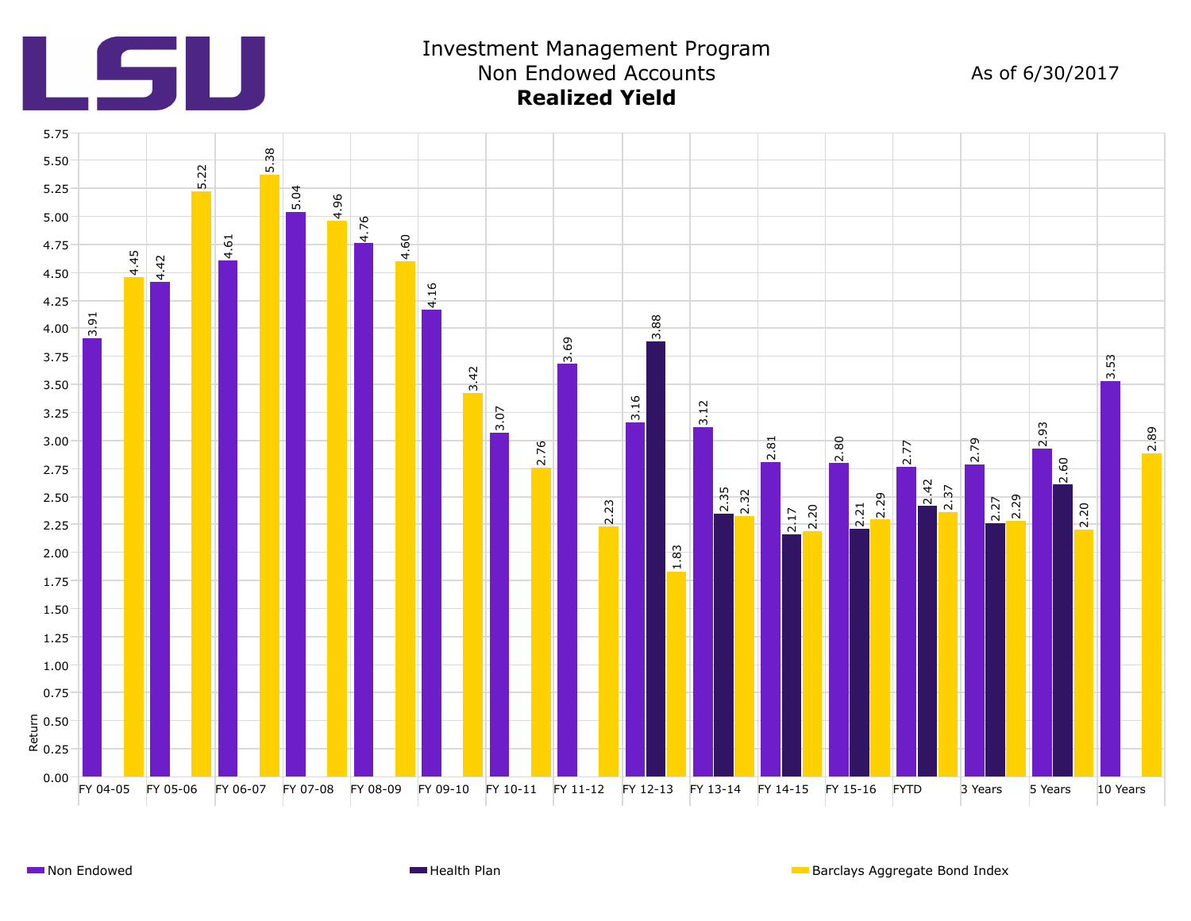# Investment Management Program
## Non Endowed Accounts
## **Realized Yield**

As of 6/30/2017

| Period | Non Endowed | Health Plan | Barclays Aggregate Bond Index |
|---|---|---|---|
| FY 04-05 | 3.91 | | 4.45 |
| FY 05-06 | 4.42 | | 5.22 |
| FY 06-07 | 4.61 | | 5.38 |
| FY 07-08 | 5.04 | | 4.96 |
| FY 08-09 | 4.76 | | 4.60 |
| FY 09-10 | 4.16 | | 3.42 |
| FY 10-11 | 3.07 | | 2.76 |
| FY 11-12 | 3.69 | | 2.23 |
| FY 12-13 | 3.16 | 3.88 | 1.83 |
| FY 13-14 | 3.12 | 2.35 | 2.32 |
| FY 14-15 | 2.81 | 2.17 | 2.20 |
| FY 15-16 | 2.80 | 2.21 | 2.29 |
| FYTD | 2.77 | 2.42 | 2.37 |
| 3 Years | 2.79 | 2.27 | 2.29 |
| 5 Years | 2.93 | 2.60 | 2.20 |
| 10 Years | 3.53 | | 2.89 |

Return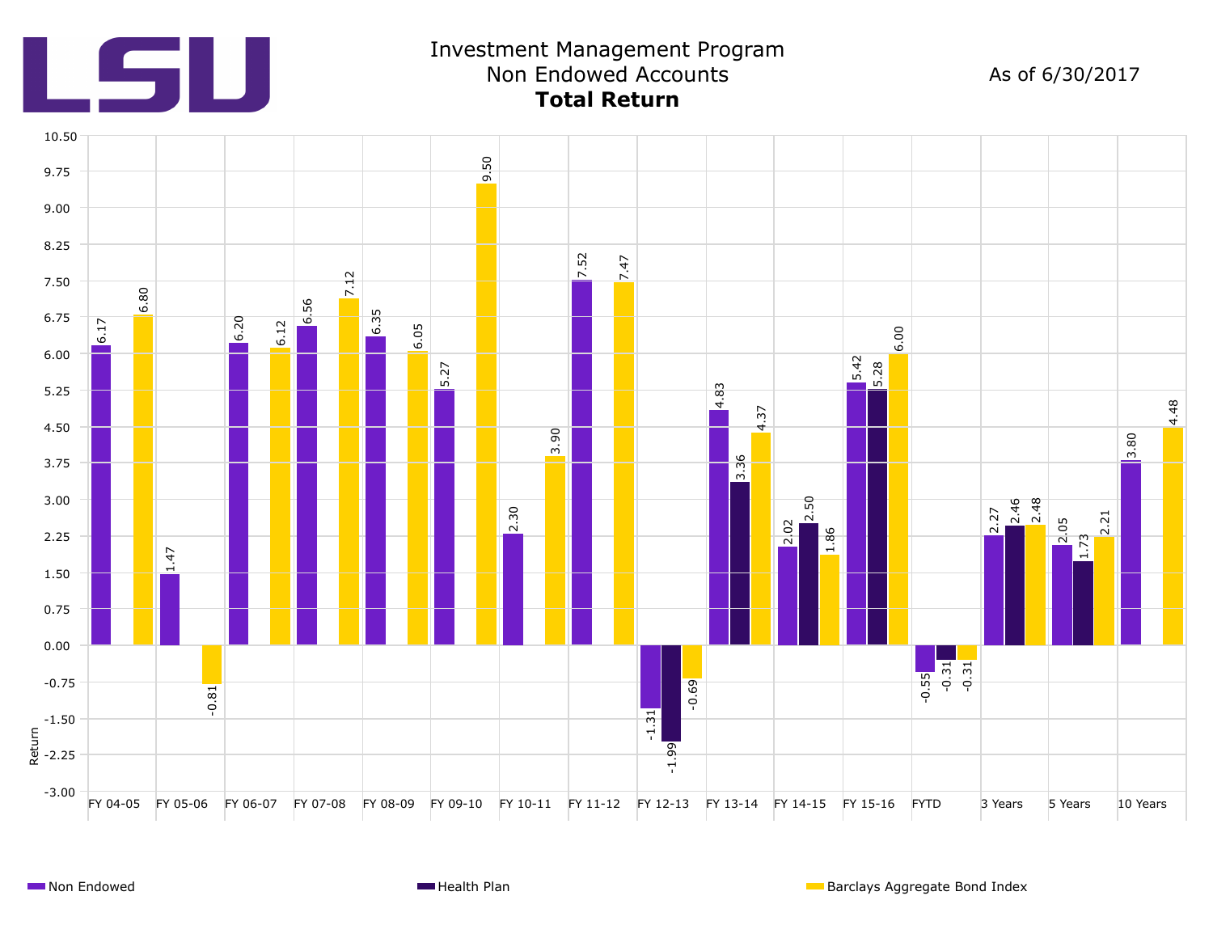LSU

# Investment Management Program
## Non Endowed Accounts
**Total Return**

As of 6/30/2017

Return

10.50
9.75
9.00
8.25
7.50
6.75
6.00
5.25
4.50
3.75
3.00
2.25
1.50
0.75
0.00
-0.75
-1.50
-2.25
-3.00

FY 04-05: 6.17, 6.80
FY 05-06: 1.47, -0.81
FY 06-07: 6.20, 6.12
FY 07-08: 6.56, 7.12
FY 08-09: 6.35, 6.05
FY 09-10: 5.27, 9.50
FY 10-11: 2.30, 3.90
FY 11-12: 7.52, 7.47
FY 12-13: -1.31, -1.99, -0.69
FY 13-14: 4.83, 3.36, 4.37
FY 14-15: 2.02, 2.50, 1.86
FY 15-16: 5.42, 5.28, 6.00
FYTD: -0.55, -0.31, -0.31
3 Years: 2.27, 2.46, 2.48
5 Years: 2.05, 1.73, 2.21
10 Years: 3.80, 4.48

Non Endowed
Health Plan
Barclays Aggregate Bond Index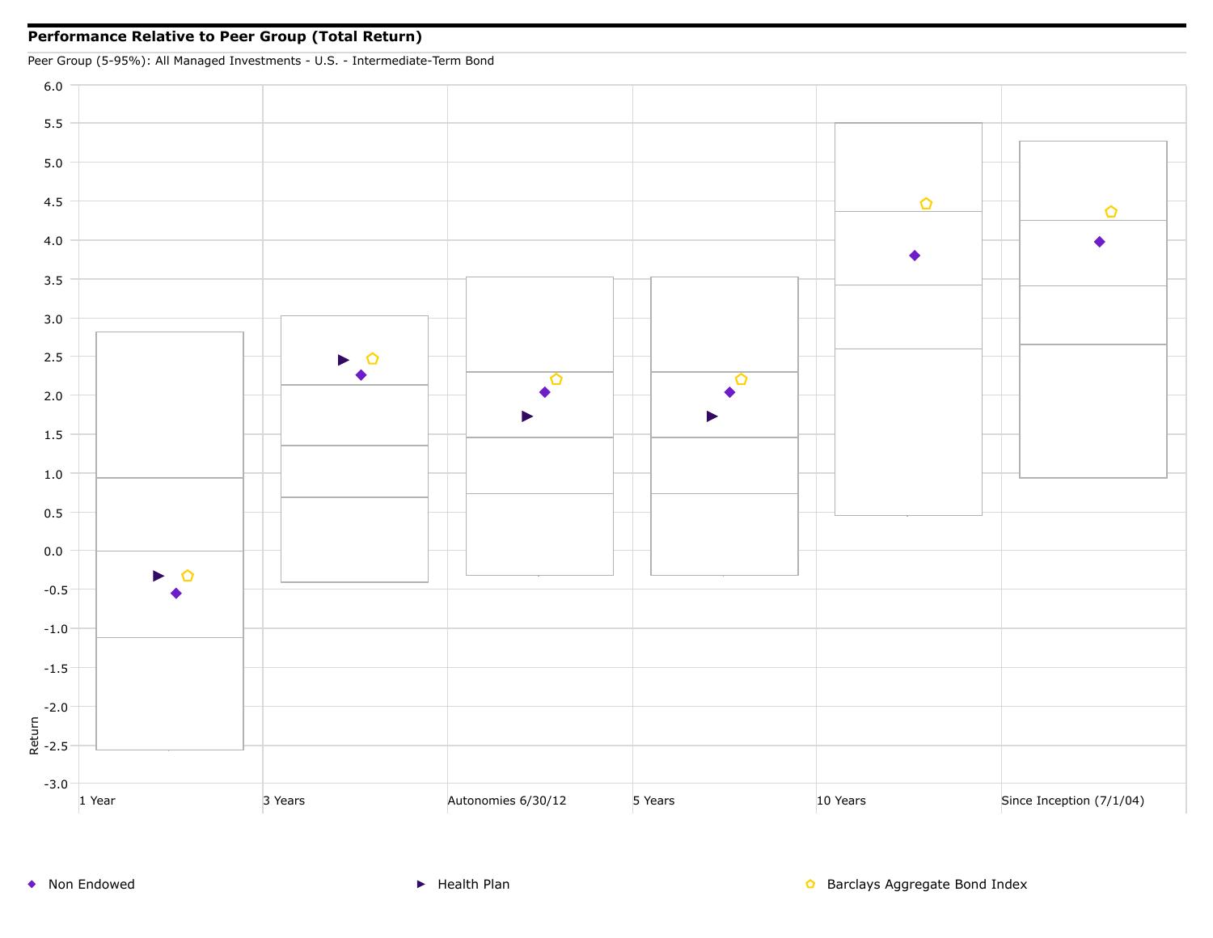**Performance Relative to Peer Group (Total Return)**

Peer Group (5-95%): All Managed Investments - U.S. - Intermediate-Term Bond

6.0
5.5
5.0
4.5
4.0
3.5
3.0
2.5
2.0
1.5
1.0
0.5
0.0
-0.5
-1.0
-1.5
-2.0
-2.5
-3.0

Return

1 Year
3 Years
Autonomies 6/30/12
5 Years
10 Years
Since Inception (7/1/04)

Non Endowed
Health Plan
Barclays Aggregate Bond Index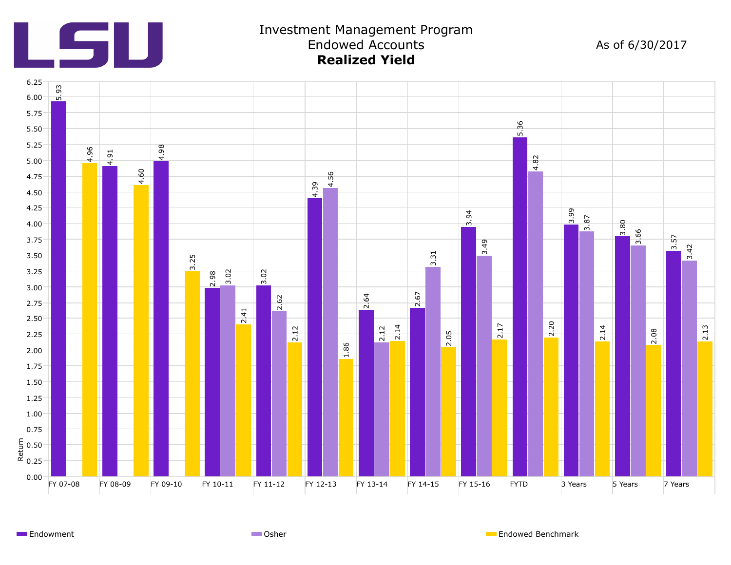LSU

# Investment Management Program
## Endowed Accounts
## **Realized Yield**

As of 6/30/2017

Return

6.25
6.00
5.75
5.50
5.25
5.00
4.75
4.50
4.25
4.00
3.75
3.50
3.25
3.00
2.75
2.50
2.25
2.00
1.75
1.50
1.25
1.00
0.75
0.50
0.25
0.00

FY 07-08: 5.93, 4.96
FY 08-09: 4.91, 4.60
FY 09-10: 4.98, 3.25
FY 10-11: 2.98, 3.02, 2.41
FY 11-12: 3.02, 2.62, 2.12
FY 12-13: 4.39, 4.56, 1.86
FY 13-14: 2.64, 2.12, 2.14
FY 14-15: 2.67, 3.31, 2.05
FY 15-16: 3.94, 3.49, 2.17
FYTD: 5.36, 4.82, 2.20
3 Years: 3.99, 3.87, 2.14
5 Years: 3.80, 3.66, 2.08
7 Years: 3.57, 3.42, 2.13

Endowment
Osher
Endowed Benchmark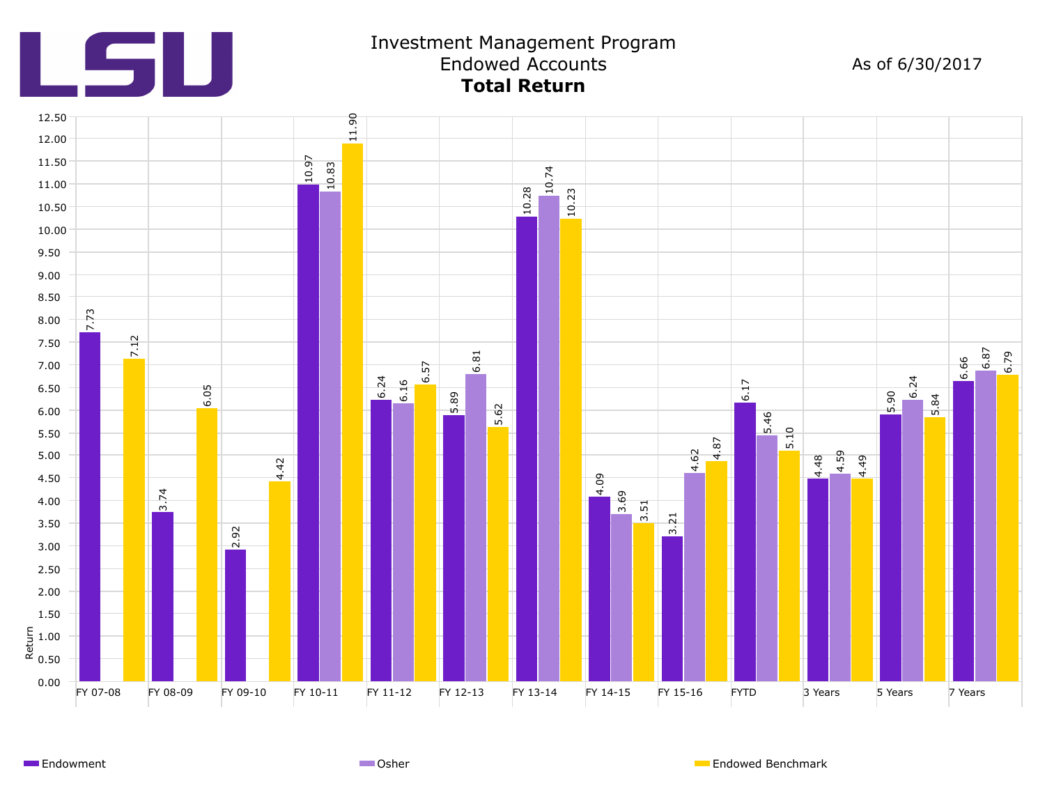LSU

# Investment Management Program
## Endowed Accounts
## **Total Return**

As of 6/30/2017

Return

12.50
12.00
11.50
11.00
10.50
10.00
9.50
9.00
8.50
8.00
7.50
7.00
6.50
6.00
5.50
5.00
4.50
4.00
3.50
3.00
2.50
2.00
1.50
1.00
0.50
0.00

FY 07-08: 7.73, 7.12
FY 08-09: 3.74, 6.05
FY 09-10: 2.92, 4.42
FY 10-11: 10.97, 10.83, 11.90
FY 11-12: 6.24, 6.16, 6.57
FY 12-13: 5.89, 6.81, 5.62
FY 13-14: 10.28, 10.74, 10.23
FY 14-15: 4.09, 3.69, 3.51
FY 15-16: 3.21, 4.62, 4.87
FYTD: 6.17, 5.46, 5.10
3 Years: 4.48, 4.59, 4.49
5 Years: 5.90, 6.24, 5.84
7 Years: 6.66, 6.87, 6.79

Endowment
Osher
Endowed Benchmark